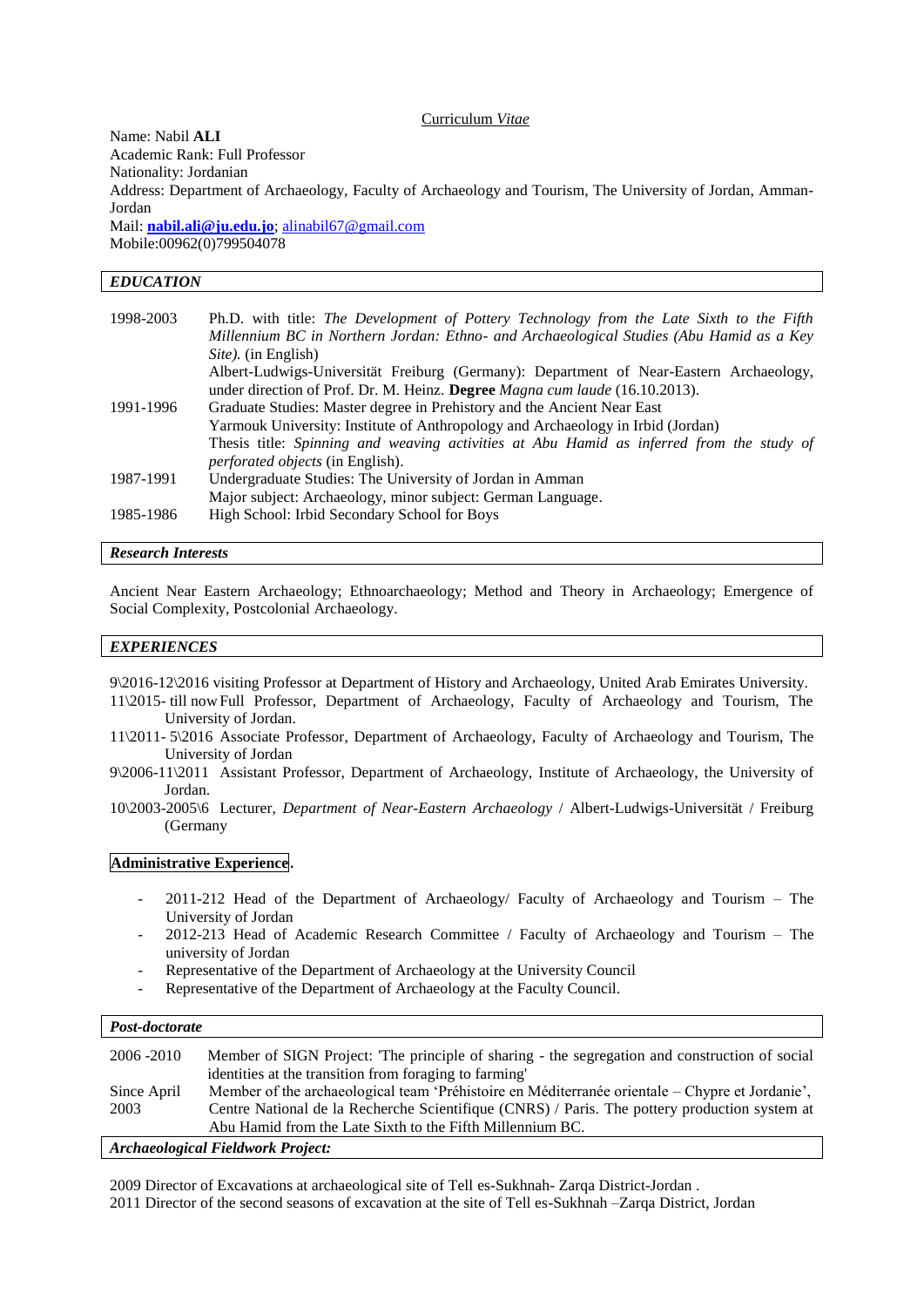Curriculum *Vitae*

Name: Nabil **ALI**
Academic Rank: Full Professor
Nationality: Jordanian
Address: Department of Archaeology, Faculty of Archaeology and Tourism, The University of Jordan, Amman-Jordan
Mail: **nabil.ali@ju.edu.jo**; alinabil67@gmail.com
Mobile:00962(0)799504078

## *EDUCATION*

| | |
|---|---|
| 1998-2003 | Ph.D. with title: *The Development of Pottery Technology from the Late Sixth to the Fifth Millennium BC in Northern Jordan: Ethno- and Archaeological Studies (Abu Hamid as a Key Site).* (in English)<br>Albert-Ludwigs-Universität Freiburg (Germany): Department of Near-Eastern Archaeology, under direction of Prof. Dr. M. Heinz. **Degree** *Magna cum laude* (16.10.2013). |
| 1991-1996 | Graduate Studies: Master degree in Prehistory and the Ancient Near East<br>Yarmouk University: Institute of Anthropology and Archaeology in Irbid (Jordan)<br>Thesis title: *Spinning and weaving activities at Abu Hamid as inferred from the study of perforated objects* (in English). |
| 1987-1991 | Undergraduate Studies: The University of Jordan in Amman<br>Major subject: Archaeology, minor subject: German Language. |
| 1985-1986 | High School: Irbid Secondary School for Boys |

## *Research Interests*

Ancient Near Eastern Archaeology; Ethnoarchaeology; Method and Theory in Archaeology; Emergence of Social Complexity, Postcolonial Archaeology.

## *EXPERIENCES*

9\2016-12\2016 visiting Professor at Department of History and Archaeology, United Arab Emirates University.
11\2015- till now Full Professor, Department of Archaeology, Faculty of Archaeology and Tourism, The University of Jordan.
11\2011- 5\2016 Associate Professor, Department of Archaeology, Faculty of Archaeology and Tourism, The University of Jordan
9\2006-11\2011 Assistant Professor, Department of Archaeology, Institute of Archaeology, the University of Jordan.
10\2003-2005\6 Lecturer, *Department of Near-Eastern Archaeology* / Albert-Ludwigs-Universität / Freiburg (Germany

## **Administrative Experience**.

- 2011-212 Head of the Department of Archaeology/ Faculty of Archaeology and Tourism – The University of Jordan
- 2012-213 Head of Academic Research Committee / Faculty of Archaeology and Tourism – The university of Jordan
- Representative of the Department of Archaeology at the University Council
- Representative of the Department of Archaeology at the Faculty Council.

## *Post-doctorate*

| | |
|---|---|
| 2006 -2010 | Member of SIGN Project: 'The principle of sharing - the segregation and construction of social identities at the transition from foraging to farming' |
| Since April 2003 | Member of the archaeological team 'Préhistoire en Méditerranée orientale – Chypre et Jordanie', Centre National de la Recherche Scientifique (CNRS) / Paris. The pottery production system at Abu Hamid from the Late Sixth to the Fifth Millennium BC. |

## *Archaeological Fieldwork Project:*

2009 Director of Excavations at archaeological site of Tell es-Sukhnah- Zarqa District-Jordan .
2011 Director of the second seasons of excavation at the site of Tell es-Sukhnah –Zarqa District, Jordan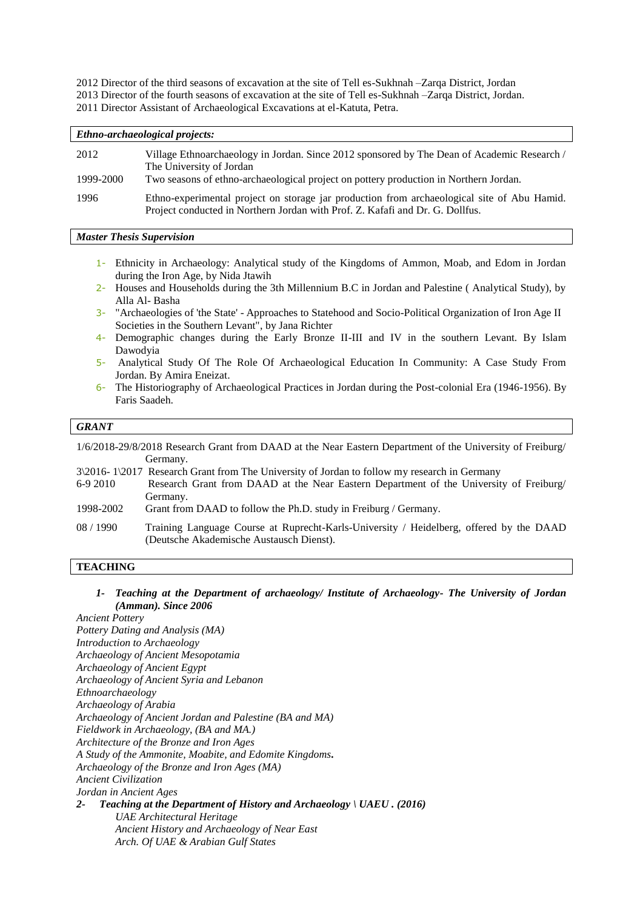2012 Director of the third seasons of excavation at the site of Tell es-Sukhnah –Zarqa District, Jordan
2013 Director of the fourth seasons of excavation at the site of Tell es-Sukhnah –Zarqa District, Jordan.
2011 Director Assistant of Archaeological Excavations at el-Katuta, Petra.

## *Ethno-archaeological projects:*

| | |
|---|---|
| 2012 | Village Ethnoarchaeology in Jordan. Since 2012 sponsored by The Dean of Academic Research / The University of Jordan |
| 1999-2000 | Two seasons of ethno-archaeological project on pottery production in Northern Jordan. |
| 1996 | Ethno-experimental project on storage jar production from archaeological site of Abu Hamid. Project conducted in Northern Jordan with Prof. Z. Kafafi and Dr. G. Dollfus. |

## *Master Thesis Supervision*

1- Ethnicity in Archaeology: Analytical study of the Kingdoms of Ammon, Moab, and Edom in Jordan during the Iron Age, by Nida Jtawih
2- Houses and Households during the 3th Millennium B.C in Jordan and Palestine ( Analytical Study), by Alla Al- Basha
3- "Archaeologies of 'the State' - Approaches to Statehood and Socio-Political Organization of Iron Age II Societies in the Southern Levant", by Jana Richter
4- Demographic changes during the Early Bronze II-III and IV in the southern Levant. By Islam Dawodyia
5- Analytical Study Of The Role Of Archaeological Education In Community: A Case Study From Jordan. By Amira Eneizat.
6- The Historiography of Archaeological Practices in Jordan during the Post-colonial Era (1946-1956). By Faris Saadeh.

## *GRANT*

1/6/2018-29/8/2018 Research Grant from DAAD at the Near Eastern Department of the University of Freiburg/ Germany.

| | |
|---|---|
| 3\2016- 1\2017 | Research Grant from The University of Jordan to follow my research in Germany |
| 6-9 2010 | Research Grant from DAAD at the Near Eastern Department of the University of Freiburg/ Germany. |
| 1998-2002 | Grant from DAAD to follow the Ph.D. study in Freiburg / Germany. |
| 08 / 1990 | Training Language Course at Ruprecht-Karls-University / Heidelberg, offered by the DAAD (Deutsche Akademische Austausch Dienst). |

## **TEACHING**

***1- Teaching at the Department of archaeology/ Institute of Archaeology- The University of Jordan (Amman). Since 2006***

*Ancient Pottery*
*Pottery Dating and Analysis (MA)*
*Introduction to Archaeology*
*Archaeology of Ancient Mesopotamia*
*Archaeology of Ancient Egypt*
*Archaeology of Ancient Syria and Lebanon*
*Ethnoarchaeology*
*Archaeology of Arabia*
*Archaeology of Ancient Jordan and Palestine (BA and MA)*
*Fieldwork in Archaeology, (BA and MA.)*
*Architecture of the Bronze and Iron Ages*
*A Study of the Ammonite, Moabite, and Edomite Kingdoms.*
*Archaeology of the Bronze and Iron Ages (MA)*
*Ancient Civilization*
*Jordan in Ancient Ages*

***2- Teaching at the Department of History and Archaeology \ UAEU . (2016)***

*UAE Architectural Heritage*
*Ancient History and Archaeology of Near East*
*Arch. Of UAE & Arabian Gulf States*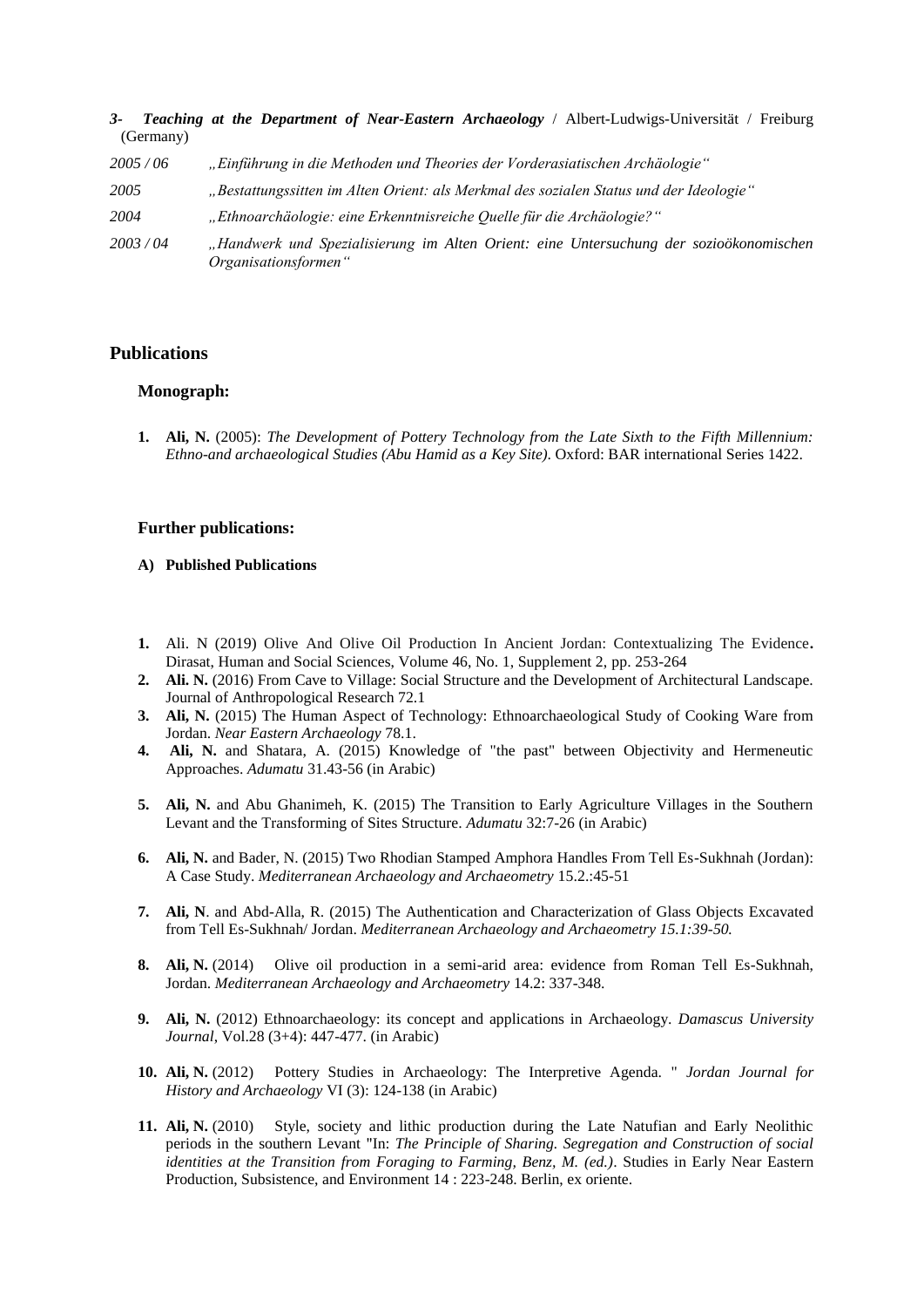*3- Teaching at the Department of Near-Eastern Archaeology* / Albert-Ludwigs-Universität / Freiburg (Germany)

*2005 / 06* *„Einführung in die Methoden und Theories der Vorderasiatischen Archäologie"*

*2005* *„Bestattungssitten im Alten Orient: als Merkmal des sozialen Status und der Ideologie"*

*2004* *„Ethnoarchäologie: eine Erkenntnisreiche Quelle für die Archäologie?"*

*2003 / 04* *„Handwerk und Spezialisierung im Alten Orient: eine Untersuchung der sozioökonomischen Organisationsformen"*

## Publications

### Monograph:

1. **Ali, N.** (2005): *The Development of Pottery Technology from the Late Sixth to the Fifth Millennium: Ethno-and archaeological Studies (Abu Hamid as a Key Site)*. Oxford: BAR international Series 1422.

### Further publications:

#### A) Published Publications

1. Ali. N (2019) Olive And Olive Oil Production In Ancient Jordan: Contextualizing The Evidence**.** Dirasat, Human and Social Sciences, Volume 46, No. 1, Supplement 2, pp. 253-264
2. **Ali. N.** (2016) From Cave to Village: Social Structure and the Development of Architectural Landscape. Journal of Anthropological Research 72.1
3. **Ali, N.** (2015) The Human Aspect of Technology: Ethnoarchaeological Study of Cooking Ware from Jordan. *Near Eastern Archaeology* 78.1.
4. **Ali, N.** and Shatara, A. (2015) Knowledge of "the past" between Objectivity and Hermeneutic Approaches. *Adumatu* 31.43-56 (in Arabic)
5. **Ali, N.** and Abu Ghanimeh, K. (2015) The Transition to Early Agriculture Villages in the Southern Levant and the Transforming of Sites Structure. *Adumatu* 32:7-26 (in Arabic)
6. **Ali, N.** and Bader, N. (2015) Two Rhodian Stamped Amphora Handles From Tell Es-Sukhnah (Jordan): A Case Study. *Mediterranean Archaeology and Archaeometry* 15.2.:45-51
7. **Ali, N**. and Abd-Alla, R. (2015) The Authentication and Characterization of Glass Objects Excavated from Tell Es-Sukhnah/ Jordan. *Mediterranean Archaeology and Archaeometry 15.1:39-50.*
8. **Ali, N.** (2014) Olive oil production in a semi-arid area: evidence from Roman Tell Es-Sukhnah, Jordan. *Mediterranean Archaeology and Archaeometry* 14.2: 337-348.
9. **Ali, N.** (2012) Ethnoarchaeology: its concept and applications in Archaeology. *Damascus University Journal*, Vol.28 (3+4): 447-477. (in Arabic)
10. **Ali, N.** (2012) Pottery Studies in Archaeology: The Interpretive Agenda. " *Jordan Journal for History and Archaeology* VI (3): 124-138 (in Arabic)
11. **Ali, N.** (2010) Style, society and lithic production during the Late Natufian and Early Neolithic periods in the southern Levant "In: *The Principle of Sharing. Segregation and Construction of social identities at the Transition from Foraging to Farming, Benz, M. (ed.)*. Studies in Early Near Eastern Production, Subsistence, and Environment 14 : 223-248. Berlin, ex oriente.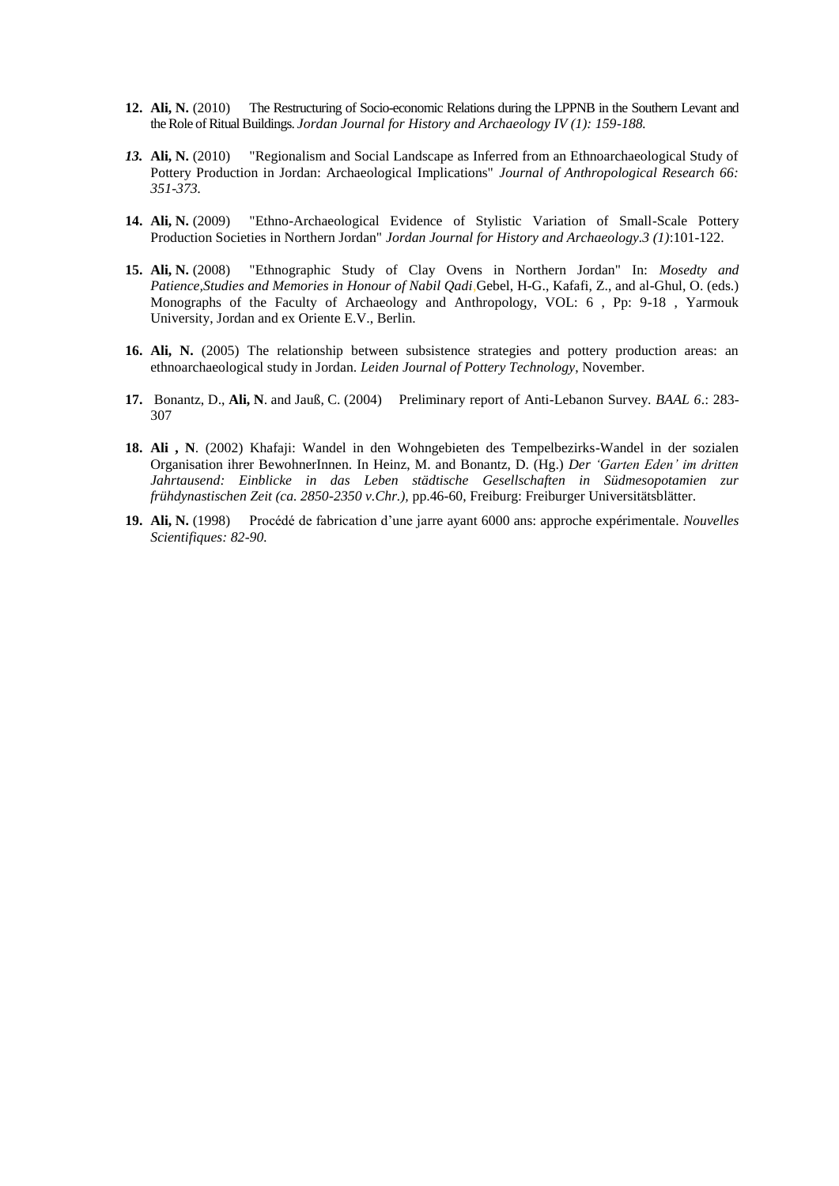12. **Ali, N.** (2010) The Restructuring of Socio-economic Relations during the LPPNB in the Southern Levant and the Role of Ritual Buildings. *Jordan Journal for History and Archaeology IV (1): 159-188.*

13. **Ali, N.** (2010) "Regionalism and Social Landscape as Inferred from an Ethnoarchaeological Study of Pottery Production in Jordan: Archaeological Implications" *Journal of Anthropological Research 66: 351-373.*

14. **Ali, N.** (2009) "Ethno-Archaeological Evidence of Stylistic Variation of Small-Scale Pottery Production Societies in Northern Jordan" *Jordan Journal for History and Archaeology.3 (1)*:101-122.

15. **Ali, N.** (2008) "Ethnographic Study of Clay Ovens in Northern Jordan" In: *Mosedty and Patience,Studies and Memories in Honour of Nabil Qadi*.Gebel, H-G., Kafafi, Z., and al-Ghul, O. (eds.) Monographs of the Faculty of Archaeology and Anthropology, VOL: 6 , Pp: 9-18 , Yarmouk University, Jordan and ex Oriente E.V., Berlin.

16. **Ali, N.** (2005) The relationship between subsistence strategies and pottery production areas: an ethnoarchaeological study in Jordan. *Leiden Journal of Pottery Technology*, November.

17. Bonantz, D., **Ali, N**. and Jauß, C. (2004) Preliminary report of Anti-Lebanon Survey. *BAAL 6*.: 283-307

18. **Ali , N**. (2002) Khafaji: Wandel in den Wohngebieten des Tempelbezirks-Wandel in der sozialen Organisation ihrer BewohnerInnen. In Heinz, M. and Bonantz, D. (Hg.) *Der 'Garten Eden' im dritten Jahrtausend: Einblicke in das Leben städtische Gesellschaften in Südmesopotamien zur frühdynastischen Zeit (ca. 2850-2350 v.Chr.)*, pp.46-60, Freiburg: Freiburger Universitätsblätter.

19. **Ali, N.** (1998) Procédé de fabrication d'une jarre ayant 6000 ans: approche expérimentale. *Nouvelles Scientifiques: 82-90.*